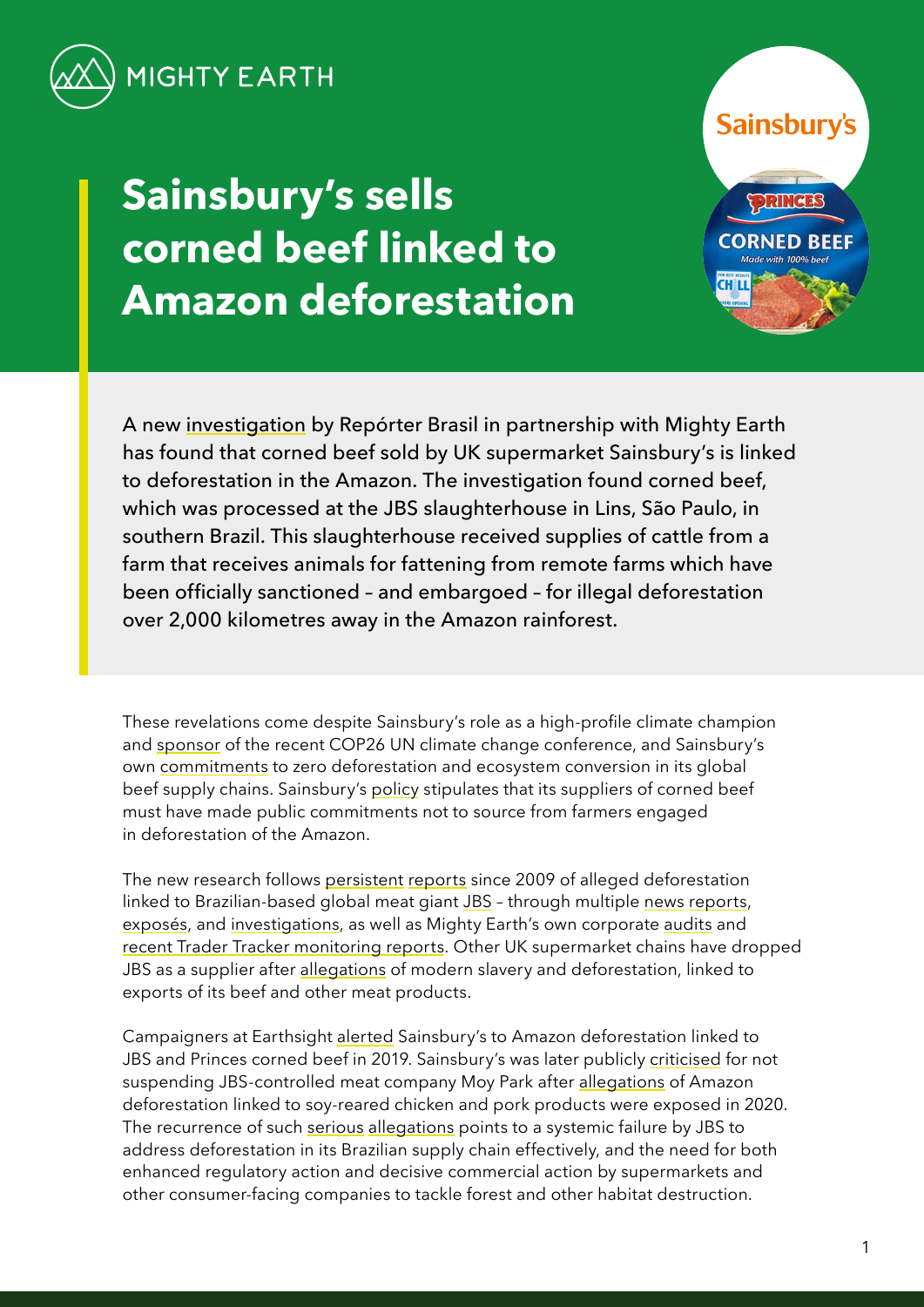MIGHTY EARTH

# Sainsbury's sells corned beef linked to Amazon deforestation

A new investigation by Repórter Brasil in partnership with Mighty Earth has found that corned beef sold by UK supermarket Sainsbury's is linked to deforestation in the Amazon. The investigation found corned beef, which was processed at the JBS slaughterhouse in Lins, São Paulo, in southern Brazil. This slaughterhouse received supplies of cattle from a farm that receives animals for fattening from remote farms which have been officially sanctioned – and embargoed – for illegal deforestation over 2,000 kilometres away in the Amazon rainforest.

These revelations come despite Sainsbury's role as a high-profile climate champion and sponsor of the recent COP26 UN climate change conference, and Sainsbury's own commitments to zero deforestation and ecosystem conversion in its global beef supply chains. Sainsbury's policy stipulates that its suppliers of corned beef must have made public commitments not to source from farmers engaged in deforestation of the Amazon.

The new research follows persistent reports since 2009 of alleged deforestation linked to Brazilian-based global meat giant JBS – through multiple news reports, exposés, and investigations, as well as Mighty Earth's own corporate audits and recent Trader Tracker monitoring reports. Other UK supermarket chains have dropped JBS as a supplier after allegations of modern slavery and deforestation, linked to exports of its beef and other meat products.

Campaigners at Earthsight alerted Sainsbury's to Amazon deforestation linked to JBS and Princes corned beef in 2019. Sainsbury's was later publicly criticised for not suspending JBS-controlled meat company Moy Park after allegations of Amazon deforestation linked to soy-reared chicken and pork products were exposed in 2020. The recurrence of such serious allegations points to a systemic failure by JBS to address deforestation in its Brazilian supply chain effectively, and the need for both enhanced regulatory action and decisive commercial action by supermarkets and other consumer-facing companies to tackle forest and other habitat destruction.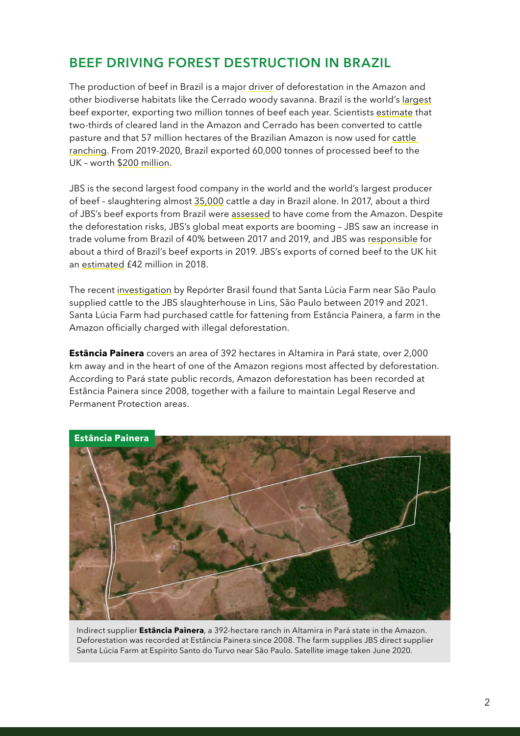## BEEF DRIVING FOREST DESTRUCTION IN BRAZIL

The production of beef in Brazil is a major driver of deforestation in the Amazon and other biodiverse habitats like the Cerrado woody savanna. Brazil is the world's largest beef exporter, exporting two million tonnes of beef each year. Scientists estimate that two-thirds of cleared land in the Amazon and Cerrado has been converted to cattle pasture and that 57 million hectares of the Brazilian Amazon is now used for cattle ranching. From 2019-2020, Brazil exported 60,000 tonnes of processed beef to the UK – worth $200 million.

JBS is the second largest food company in the world and the world's largest producer of beef – slaughtering almost 35,000 cattle a day in Brazil alone. In 2017, about a third of JBS's beef exports from Brazil were assessed to have come from the Amazon. Despite the deforestation risks, JBS's global meat exports are booming – JBS saw an increase in trade volume from Brazil of 40% between 2017 and 2019, and JBS was responsible for about a third of Brazil's beef exports in 2019. JBS's exports of corned beef to the UK hit an estimated £42 million in 2018.

The recent investigation by Repórter Brasil found that Santa Lúcia Farm near São Paulo supplied cattle to the JBS slaughterhouse in Lins, São Paulo between 2019 and 2021. Santa Lúcia Farm had purchased cattle for fattening from Estância Painera, a farm in the Amazon officially charged with illegal deforestation.

**Estância Painera** covers an area of 392 hectares in Altamira in Pará state, over 2,000 km away and in the heart of one of the Amazon regions most affected by deforestation. According to Pará state public records, Amazon deforestation has been recorded at Estância Painera since 2008, together with a failure to maintain Legal Reserve and Permanent Protection areas.

**Estância Painera**

Indirect supplier **Estância Painera**, a 392-hectare ranch in Altamira in Pará state in the Amazon. Deforestation was recorded at Estância Painera since 2008. The farm supplies JBS direct supplier Santa Lúcia Farm at Espírito Santo do Turvo near São Paulo. Satellite image taken June 2020.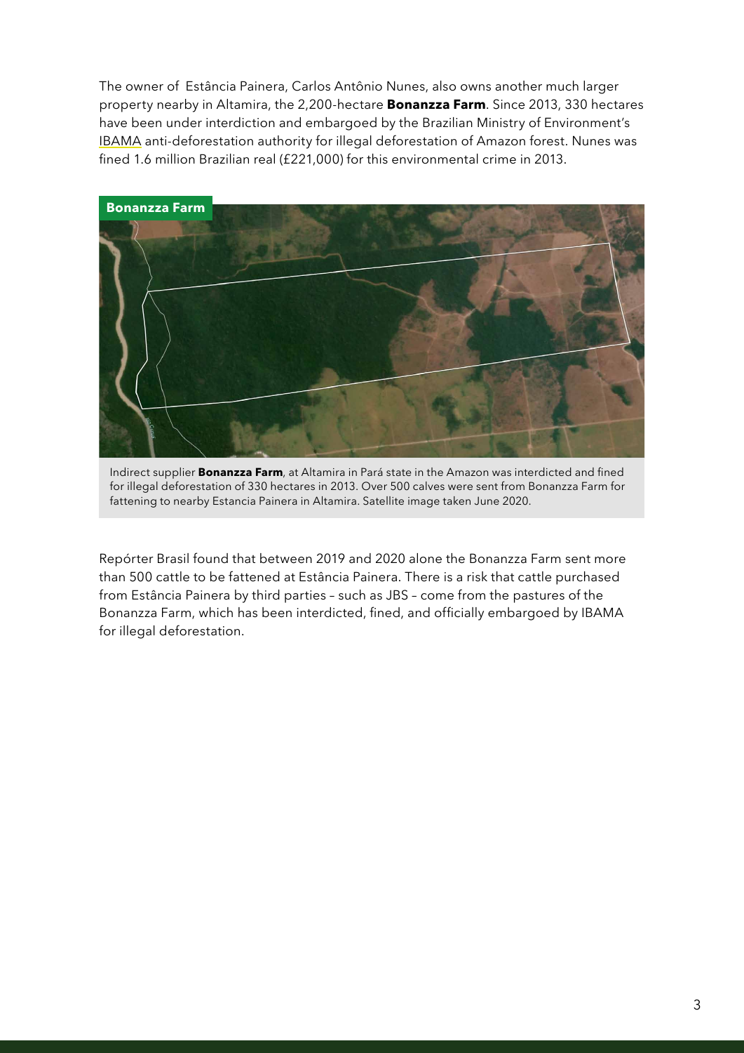The owner of Estância Painera, Carlos Antônio Nunes, also owns another much larger property nearby in Altamira, the 2,200-hectare **Bonanzza Farm**. Since 2013, 330 hectares have been under interdiction and embargoed by the Brazilian Ministry of Environment's IBAMA anti-deforestation authority for illegal deforestation of Amazon forest. Nunes was fined 1.6 million Brazilian real (£221,000) for this environmental crime in 2013.

**Bonanzza Farm**

Indirect supplier **Bonanzza Farm**, at Altamira in Pará state in the Amazon was interdicted and fined for illegal deforestation of 330 hectares in 2013. Over 500 calves were sent from Bonanzza Farm for fattening to nearby Estancia Painera in Altamira. Satellite image taken June 2020.

Repórter Brasil found that between 2019 and 2020 alone the Bonanzza Farm sent more than 500 cattle to be fattened at Estância Painera. There is a risk that cattle purchased from Estância Painera by third parties – such as JBS – come from the pastures of the Bonanzza Farm, which has been interdicted, fined, and officially embargoed by IBAMA for illegal deforestation.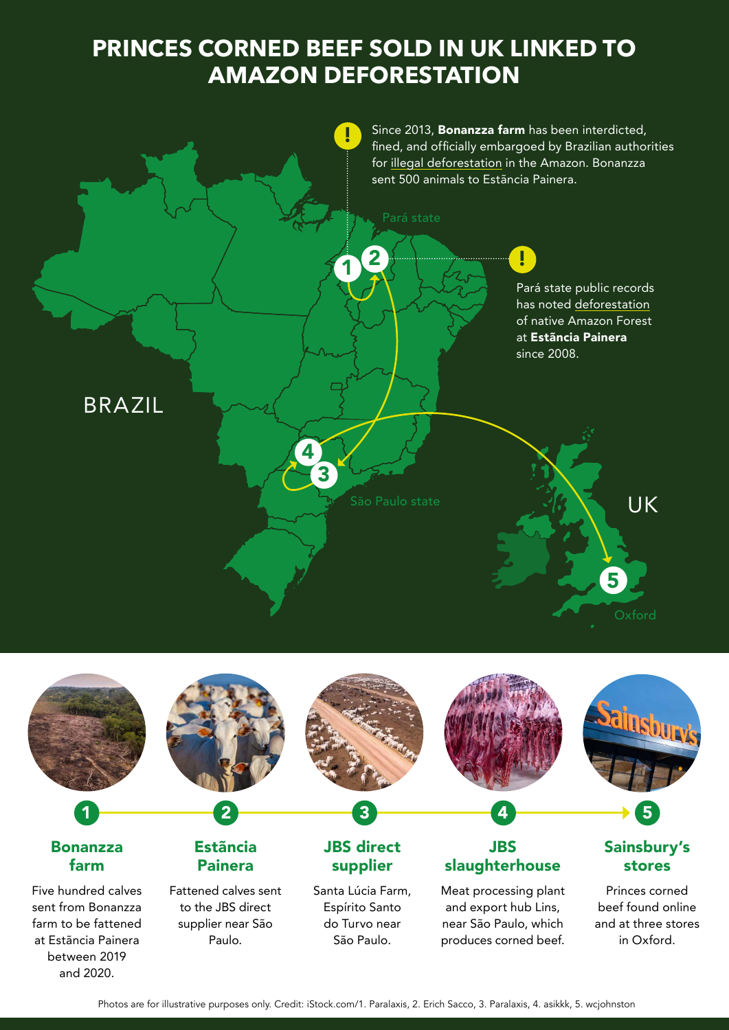# PRINCES CORNED BEEF SOLD IN UK LINKED TO AMAZON DEFORESTATION

Since 2013, **Bonanzza farm** has been interdicted, fined, and officially embargoed by Brazilian authorities for illegal deforestation in the Amazon. Bonanzza sent 500 animals to Estãncia Painera.

Pará state

Pará state public records has noted deforestation of native Amazon Forest at **Estãncia Painera** since 2008.

BRAZIL

São Paulo state

UK

Oxford

## 1 Bonanzza farm

Five hundred calves sent from Bonanzza farm to be fattened at Estãncia Painera between 2019 and 2020.

## 2 Estãncia Painera

Fattened calves sent to the JBS direct supplier near São Paulo.

## 3 JBS direct supplier

Santa Lúcia Farm, Espírito Santo do Turvo near São Paulo.

## 4 JBS slaughterhouse

Meat processing plant and export hub Lins, near São Paulo, which produces corned beef.

## 5 Sainsbury's stores

Princes corned beef found online and at three stores in Oxford.

Photos are for illustrative purposes only. Credit: iStock.com/1. Paralaxis, 2. Erich Sacco, 3. Paralaxis, 4. asikkk, 5. wcjohnston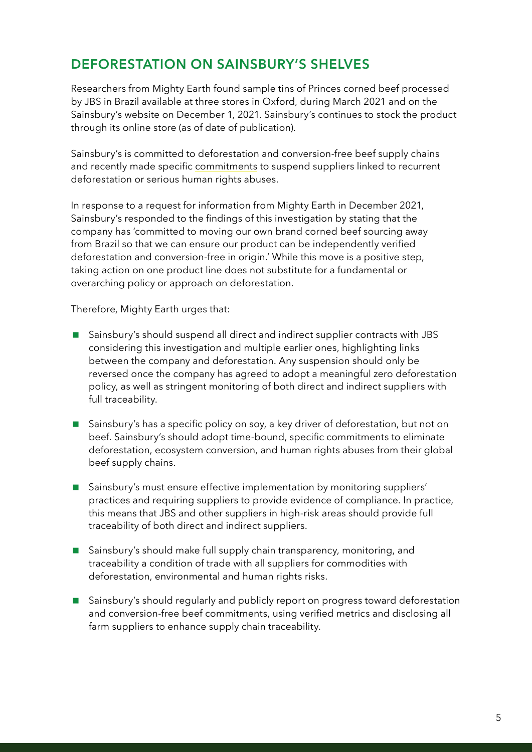## DEFORESTATION ON SAINSBURY'S SHELVES

Researchers from Mighty Earth found sample tins of Princes corned beef processed by JBS in Brazil available at three stores in Oxford, during March 2021 and on the Sainsbury's website on December 1, 2021. Sainsbury's continues to stock the product through its online store (as of date of publication).

Sainsbury's is committed to deforestation and conversion-free beef supply chains and recently made specific commitments to suspend suppliers linked to recurrent deforestation or serious human rights abuses.

In response to a request for information from Mighty Earth in December 2021, Sainsbury's responded to the findings of this investigation by stating that the company has 'committed to moving our own brand corned beef sourcing away from Brazil so that we can ensure our product can be independently verified deforestation and conversion-free in origin.' While this move is a positive step, taking action on one product line does not substitute for a fundamental or overarching policy or approach on deforestation.

Therefore, Mighty Earth urges that:

- Sainsbury's should suspend all direct and indirect supplier contracts with JBS considering this investigation and multiple earlier ones, highlighting links between the company and deforestation. Any suspension should only be reversed once the company has agreed to adopt a meaningful zero deforestation policy, as well as stringent monitoring of both direct and indirect suppliers with full traceability.
- Sainsbury's has a specific policy on soy, a key driver of deforestation, but not on beef. Sainsbury's should adopt time-bound, specific commitments to eliminate deforestation, ecosystem conversion, and human rights abuses from their global beef supply chains.
- Sainsbury's must ensure effective implementation by monitoring suppliers' practices and requiring suppliers to provide evidence of compliance. In practice, this means that JBS and other suppliers in high-risk areas should provide full traceability of both direct and indirect suppliers.
- Sainsbury's should make full supply chain transparency, monitoring, and traceability a condition of trade with all suppliers for commodities with deforestation, environmental and human rights risks.
- Sainsbury's should regularly and publicly report on progress toward deforestation and conversion-free beef commitments, using verified metrics and disclosing all farm suppliers to enhance supply chain traceability.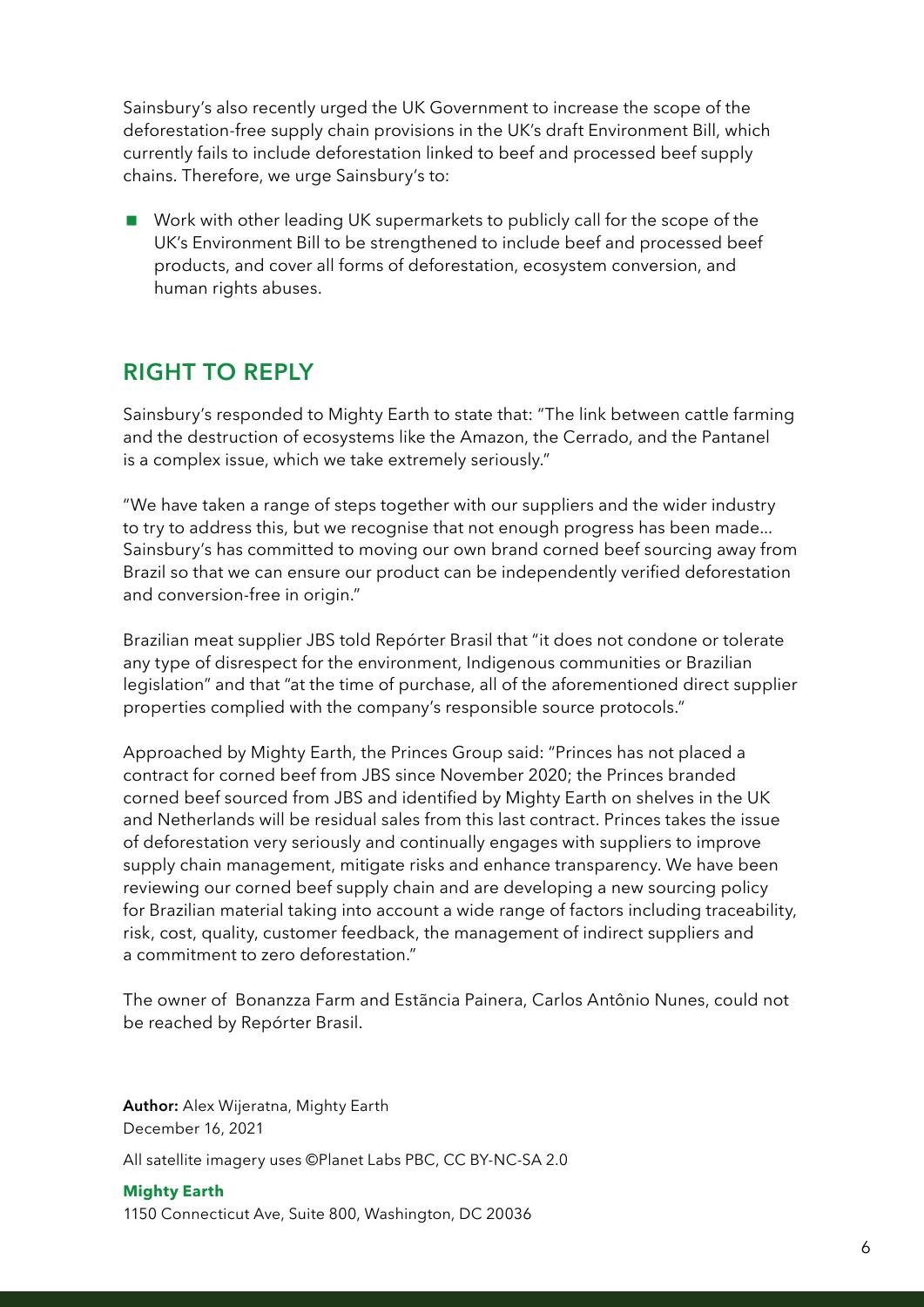Sainsbury's also recently urged the UK Government to increase the scope of the deforestation-free supply chain provisions in the UK's draft Environment Bill, which currently fails to include deforestation linked to beef and processed beef supply chains. Therefore, we urge Sainsbury's to:

- Work with other leading UK supermarkets to publicly call for the scope of the UK's Environment Bill to be strengthened to include beef and processed beef products, and cover all forms of deforestation, ecosystem conversion, and human rights abuses.

## RIGHT TO REPLY

Sainsbury's responded to Mighty Earth to state that: "The link between cattle farming and the destruction of ecosystems like the Amazon, the Cerrado, and the Pantanel is a complex issue, which we take extremely seriously."

"We have taken a range of steps together with our suppliers and the wider industry to try to address this, but we recognise that not enough progress has been made... Sainsbury's has committed to moving our own brand corned beef sourcing away from Brazil so that we can ensure our product can be independently verified deforestation and conversion-free in origin."

Brazilian meat supplier JBS told Repórter Brasil that "it does not condone or tolerate any type of disrespect for the environment, Indigenous communities or Brazilian legislation" and that "at the time of purchase, all of the aforementioned direct supplier properties complied with the company's responsible source protocols."

Approached by Mighty Earth, the Princes Group said: "Princes has not placed a contract for corned beef from JBS since November 2020; the Princes branded corned beef sourced from JBS and identified by Mighty Earth on shelves in the UK and Netherlands will be residual sales from this last contract. Princes takes the issue of deforestation very seriously and continually engages with suppliers to improve supply chain management, mitigate risks and enhance transparency. We have been reviewing our corned beef supply chain and are developing a new sourcing policy for Brazilian material taking into account a wide range of factors including traceability, risk, cost, quality, customer feedback, the management of indirect suppliers and a commitment to zero deforestation."

The owner of Bonanzza Farm and Estãncia Painera, Carlos Antônio Nunes, could not be reached by Repórter Brasil.

**Author:** Alex Wijeratna, Mighty Earth
December 16, 2021

All satellite imagery uses ©Planet Labs PBC, CC BY-NC-SA 2.0

**Mighty Earth**
1150 Connecticut Ave, Suite 800, Washington, DC 20036